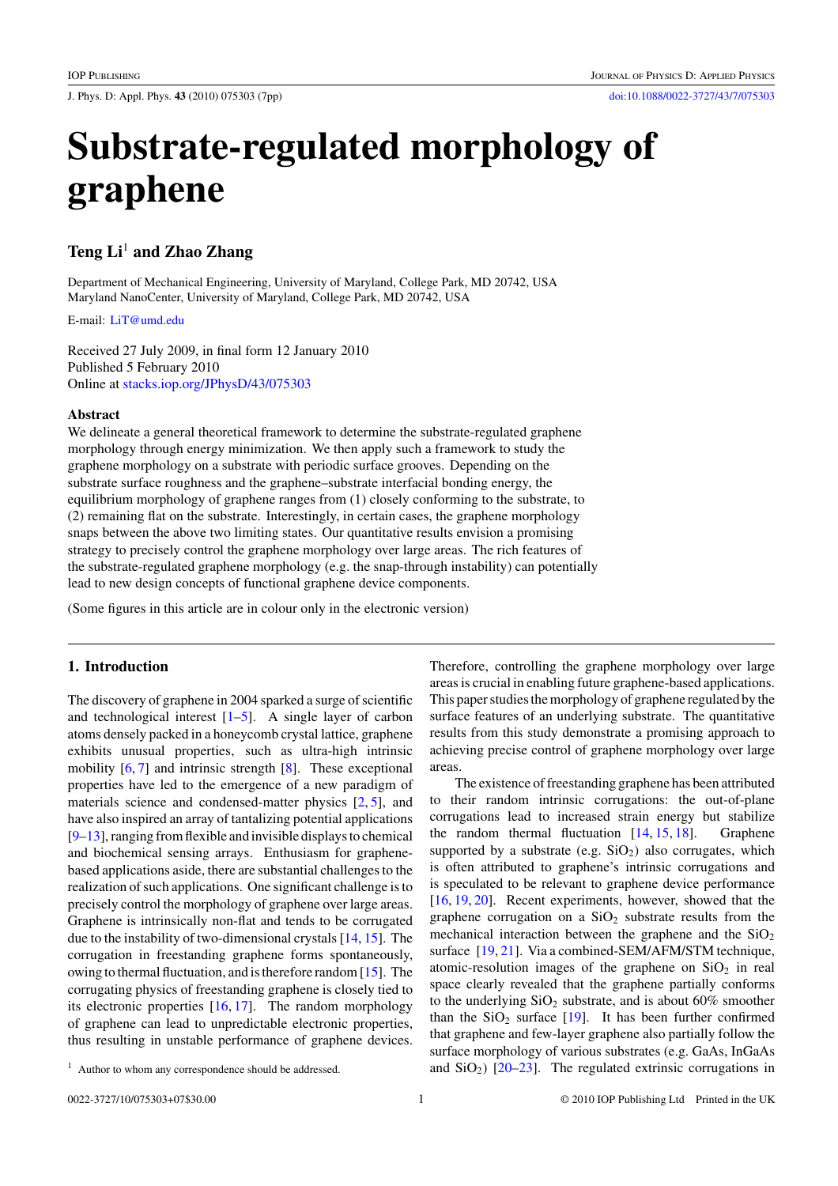# Substrate-regulated morphology of graphene

**Teng Li**[1] **and Zhao Zhang**

Department of Mechanical Engineering, University of Maryland, College Park, MD 20742, USA
Maryland NanoCenter, University of Maryland, College Park, MD 20742, USA

E-mail: LiT@umd.edu

Received 27 July 2009, in final form 12 January 2010
Published 5 February 2010
Online at stacks.iop.org/JPhysD/43/075303

### Abstract

We delineate a general theoretical framework to determine the substrate-regulated graphene morphology through energy minimization. We then apply such a framework to study the graphene morphology on a substrate with periodic surface grooves. Depending on the substrate surface roughness and the graphene–substrate interfacial bonding energy, the equilibrium morphology of graphene ranges from (1) closely conforming to the substrate, to (2) remaining flat on the substrate. Interestingly, in certain cases, the graphene morphology snaps between the above two limiting states. Our quantitative results envision a promising strategy to precisely control the graphene morphology over large areas. The rich features of the substrate-regulated graphene morphology (e.g. the snap-through instability) can potentially lead to new design concepts of functional graphene device components.

(Some figures in this article are in colour only in the electronic version)

## 1. Introduction

The discovery of graphene in 2004 sparked a surge of scientific and technological interest [1–5]. A single layer of carbon atoms densely packed in a honeycomb crystal lattice, graphene exhibits unusual properties, such as ultra-high intrinsic mobility [6, 7] and intrinsic strength [8]. These exceptional properties have led to the emergence of a new paradigm of materials science and condensed-matter physics [2, 5], and have also inspired an array of tantalizing potential applications [9–13], ranging from flexible and invisible displays to chemical and biochemical sensing arrays. Enthusiasm for graphene-based applications aside, there are substantial challenges to the realization of such applications. One significant challenge is to precisely control the morphology of graphene over large areas. Graphene is intrinsically non-flat and tends to be corrugated due to the instability of two-dimensional crystals [14, 15]. The corrugation in freestanding graphene forms spontaneously, owing to thermal fluctuation, and is therefore random [15]. The corrugating physics of freestanding graphene is closely tied to its electronic properties [16, 17]. The random morphology of graphene can lead to unpredictable electronic properties, thus resulting in unstable performance of graphene devices. Therefore, controlling the graphene morphology over large areas is crucial in enabling future graphene-based applications. This paper studies the morphology of graphene regulated by the surface features of an underlying substrate. The quantitative results from this study demonstrate a promising approach to achieving precise control of graphene morphology over large areas.

The existence of freestanding graphene has been attributed to their random intrinsic corrugations: the out-of-plane corrugations lead to increased strain energy but stabilize the random thermal fluctuation [14, 15, 18]. Graphene supported by a substrate (e.g. $SiO_2$) also corrugates, which is often attributed to graphene's intrinsic corrugations and is speculated to be relevant to graphene device performance [16, 19, 20]. Recent experiments, however, showed that the graphene corrugation on a $SiO_2$ substrate results from the mechanical interaction between the graphene and the $SiO_2$ surface [19, 21]. Via a combined-SEM/AFM/STM technique, atomic-resolution images of the graphene on $SiO_2$ in real space clearly revealed that the graphene partially conforms to the underlying $SiO_2$ substrate, and is about 60% smoother than the $SiO_2$ surface [19]. It has been further confirmed that graphene and few-layer graphene also partially follow the surface morphology of various substrates (e.g. GaAs, InGaAs and $SiO_2$) [20–23]. The regulated extrinsic corrugations in

[1] Author to whom any correspondence should be addressed.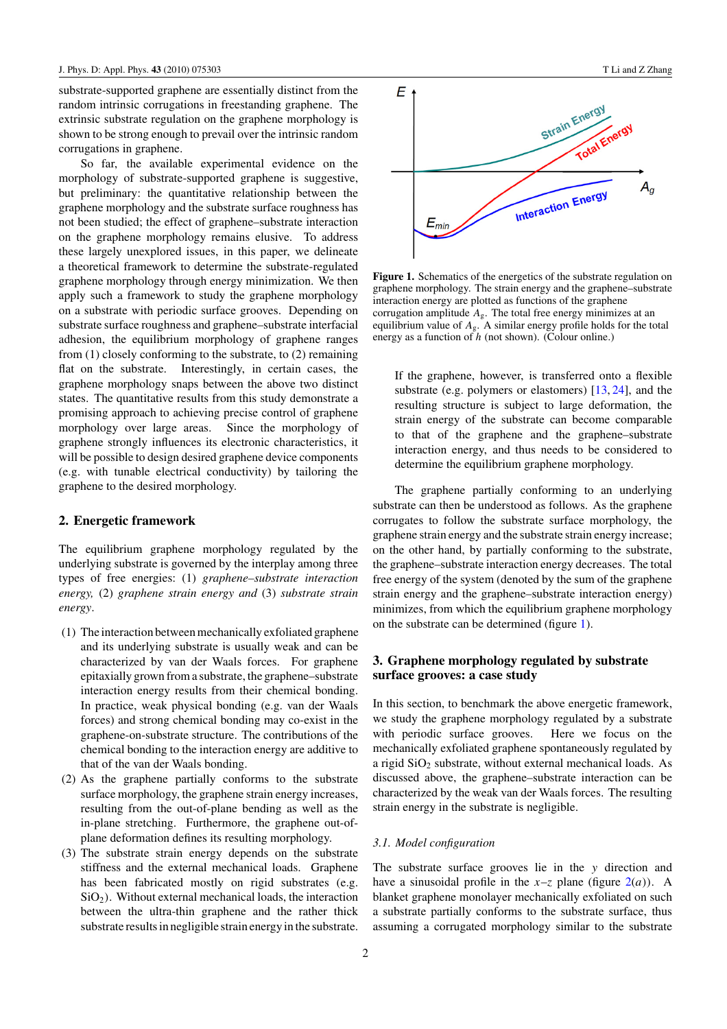substrate-supported graphene are essentially distinct from the random intrinsic corrugations in freestanding graphene. The extrinsic substrate regulation on the graphene morphology is shown to be strong enough to prevail over the intrinsic random corrugations in graphene.

So far, the available experimental evidence on the morphology of substrate-supported graphene is suggestive, but preliminary: the quantitative relationship between the graphene morphology and the substrate surface roughness has not been studied; the effect of graphene–substrate interaction on the graphene morphology remains elusive. To address these largely unexplored issues, in this paper, we delineate a theoretical framework to determine the substrate-regulated graphene morphology through energy minimization. We then apply such a framework to study the graphene morphology on a substrate with periodic surface grooves. Depending on substrate surface roughness and graphene–substrate interfacial adhesion, the equilibrium morphology of graphene ranges from (1) closely conforming to the substrate, to (2) remaining flat on the substrate. Interestingly, in certain cases, the graphene morphology snaps between the above two distinct states. The quantitative results from this study demonstrate a promising approach to achieving precise control of graphene morphology over large areas. Since the morphology of graphene strongly influences its electronic characteristics, it will be possible to design desired graphene device components (e.g. with tunable electrical conductivity) by tailoring the graphene to the desired morphology.

## 2. Energetic framework

The equilibrium graphene morphology regulated by the underlying substrate is governed by the interplay among three types of free energies: (1) *graphene–substrate interaction energy,* (2) *graphene strain energy and* (3) *substrate strain energy*.

(1) The interaction between mechanically exfoliated graphene and its underlying substrate is usually weak and can be characterized by van der Waals forces. For graphene epitaxially grown from a substrate, the graphene–substrate interaction energy results from their chemical bonding. In practice, weak physical bonding (e.g. van der Waals forces) and strong chemical bonding may co-exist in the graphene-on-substrate structure. The contributions of the chemical bonding to the interaction energy are additive to that of the van der Waals bonding.
(2) As the graphene partially conforms to the substrate surface morphology, the graphene strain energy increases, resulting from the out-of-plane bending as well as the in-plane stretching. Furthermore, the graphene out-of-plane deformation defines its resulting morphology.
(3) The substrate strain energy depends on the substrate stiffness and the external mechanical loads. Graphene has been fabricated mostly on rigid substrates (e.g. $SiO_2$). Without external mechanical loads, the interaction between the ultra-thin graphene and the rather thick substrate results in negligible strain energy in the substrate.

**Figure 1.** Schematics of the energetics of the substrate regulation on graphene morphology. The strain energy and the graphene–substrate interaction energy are plotted as functions of the graphene corrugation amplitude $A_g$. The total free energy minimizes at an equilibrium value of $A_g$. A similar energy profile holds for the total energy as a function of $h$ (not shown). (Colour online.)

If the graphene, however, is transferred onto a flexible substrate (e.g. polymers or elastomers) [13, 24], and the resulting structure is subject to large deformation, the strain energy of the substrate can become comparable to that of the graphene and the graphene–substrate interaction energy, and thus needs to be considered to determine the equilibrium graphene morphology.

The graphene partially conforming to an underlying substrate can then be understood as follows. As the graphene corrugates to follow the substrate surface morphology, the graphene strain energy and the substrate strain energy increase; on the other hand, by partially conforming to the substrate, the graphene–substrate interaction energy decreases. The total free energy of the system (denoted by the sum of the graphene strain energy and the graphene–substrate interaction energy) minimizes, from which the equilibrium graphene morphology on the substrate can be determined (figure 1).

## 3. Graphene morphology regulated by substrate surface grooves: a case study

In this section, to benchmark the above energetic framework, we study the graphene morphology regulated by a substrate with periodic surface grooves. Here we focus on the mechanically exfoliated graphene spontaneously regulated by a rigid $SiO_2$ substrate, without external mechanical loads. As discussed above, the graphene–substrate interaction can be characterized by the weak van der Waals forces. The resulting strain energy in the substrate is negligible.

### *3.1. Model configuration*

The substrate surface grooves lie in the $y$ direction and have a sinusoidal profile in the $x$–$z$ plane (figure 2(*a*)). A blanket graphene monolayer mechanically exfoliated on such a substrate partially conforms to the substrate surface, thus assuming a corrugated morphology similar to the substrate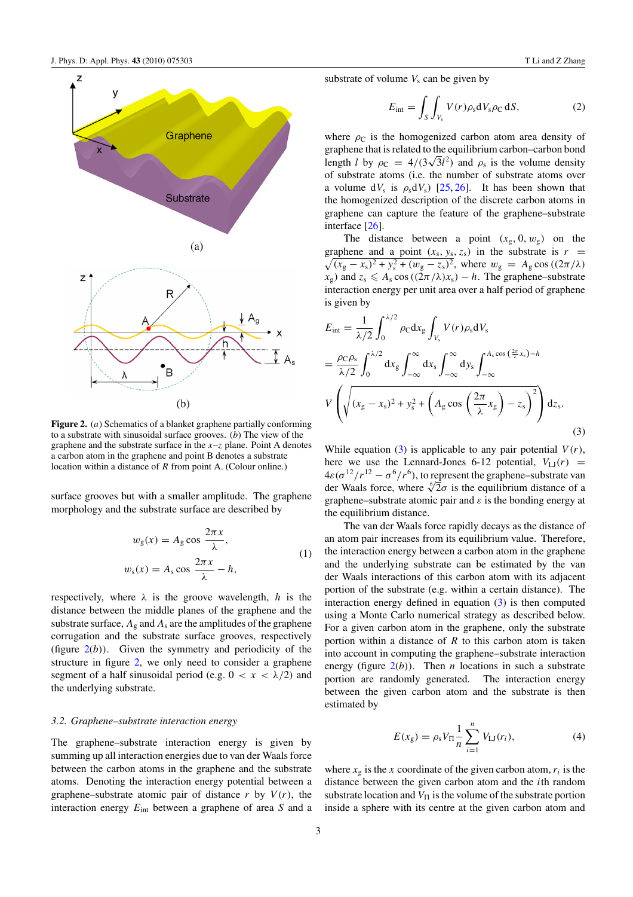**Figure 2.** (*a*) Schematics of a blanket graphene partially conforming to a substrate with sinusoidal surface grooves. (*b*) The view of the graphene and the substrate surface in the $x$–$z$ plane. Point A denotes a carbon atom in the graphene and point B denotes a substrate location within a distance of $R$ from point A. (Colour online.)

surface grooves but with a smaller amplitude. The graphene morphology and the substrate surface are described by

$$w_g(x) = A_g \cos \frac{2\pi x}{\lambda},$$
$$w_s(x) = A_s \cos \frac{2\pi x}{\lambda} - h, \tag{1}$$

respectively, where $\lambda$ is the groove wavelength, $h$ is the distance between the middle planes of the graphene and the substrate surface, $A_g$ and $A_s$ are the amplitudes of the graphene corrugation and the substrate surface grooves, respectively (figure 2(*b*)). Given the symmetry and periodicity of the structure in figure 2, we only need to consider a graphene segment of a half sinusoidal period (e.g. $0 < x < \lambda/2$) and the underlying substrate.

### 3.2. Graphene–substrate interaction energy

The graphene–substrate interaction energy is given by summing up all interaction energies due to van der Waals force between the carbon atoms in the graphene and the substrate atoms. Denoting the interaction energy potential between a graphene–substrate atomic pair of distance $r$ by $V(r)$, the interaction energy $E_{\text{int}}$ between a graphene of area $S$ and a substrate of volume $V_s$ can be given by

$$E_{\text{int}} = \int_S \int_{V_s} V(r) \rho_s \mathrm{d}V_s \rho_C \, \mathrm{d}S, \tag{2}$$

where $\rho_C$ is the homogenized carbon atom area density of graphene that is related to the equilibrium carbon–carbon bond length $l$ by $\rho_C = 4/(3\sqrt{3}l^2)$ and $\rho_s$ is the volume density of substrate atoms (i.e. the number of substrate atoms over a volume $\mathrm{d}V_s$ is $\rho_s \mathrm{d}V_s$) [25, 26]. It has been shown that the homogenized description of the discrete carbon atoms in graphene can capture the feature of the graphene–substrate interface [26].

The distance between a point $(x_g, 0, w_g)$ on the graphene and a point $(x_s, y_s, z_s)$ in the substrate is $r = \sqrt{(x_g - x_s)^2 + y_s^2 + (w_g - z_s)^2}$, where $w_g = A_g \cos((2\pi/\lambda) x_g)$ and $z_s \leqslant A_s \cos((2\pi/\lambda)x_s) - h$. The graphene–substrate interaction energy per unit area over a half period of graphene is given by

$$E_{\text{int}} = \frac{1}{\lambda/2} \int_0^{\lambda/2} \rho_C \mathrm{d}x_g \int_{V_s} V(r) \rho_s \mathrm{d}V_s$$
$$= \frac{\rho_C \rho_s}{\lambda/2} \int_0^{\lambda/2} \mathrm{d}x_g \int_{-\infty}^{\infty} \mathrm{d}x_s \int_{-\infty}^{\infty} \mathrm{d}y_s \int_{-\infty}^{A_s \cos\left(\frac{2\pi}{\lambda}x_s\right) - h}$$
$$V\left(\sqrt{(x_g - x_s)^2 + y_s^2 + \left(A_g \cos\left(\frac{2\pi}{\lambda}x_g\right) - z_s\right)^2}\right) \mathrm{d}z_s. \tag{3}$$

While equation (3) is applicable to any pair potential $V(r)$, here we use the Lennard-Jones 6-12 potential, $V_{\text{LJ}}(r) = 4\varepsilon(\sigma^{12}/r^{12} - \sigma^6/r^6)$, to represent the graphene–substrate van der Waals force, where $\sqrt[6]{2}\sigma$ is the equilibrium distance of a graphene–substrate atomic pair and $\varepsilon$ is the bonding energy at the equilibrium distance.

The van der Waals force rapidly decays as the distance of an atom pair increases from its equilibrium value. Therefore, the interaction energy between a carbon atom in the graphene and the underlying substrate can be estimated by the van der Waals interactions of this carbon atom with its adjacent portion of the substrate (e.g. within a certain distance). The interaction energy defined in equation (3) is then computed using a Monte Carlo numerical strategy as described below. For a given carbon atom in the graphene, only the substrate portion within a distance of $R$ to this carbon atom is taken into account in computing the graphene–substrate interaction energy (figure 2(*b*)). Then $n$ locations in such a substrate portion are randomly generated. The interaction energy between the given carbon atom and the substrate is then estimated by

$$E(x_g) = \rho_s V_{\Pi} \frac{1}{n} \sum_{i=1}^{n} V_{\text{LJ}}(r_i), \tag{4}$$

where $x_g$ is the $x$ coordinate of the given carbon atom, $r_i$ is the distance between the given carbon atom and the $i$th random substrate location and $V_{\Pi}$ is the volume of the substrate portion inside a sphere with its centre at the given carbon atom and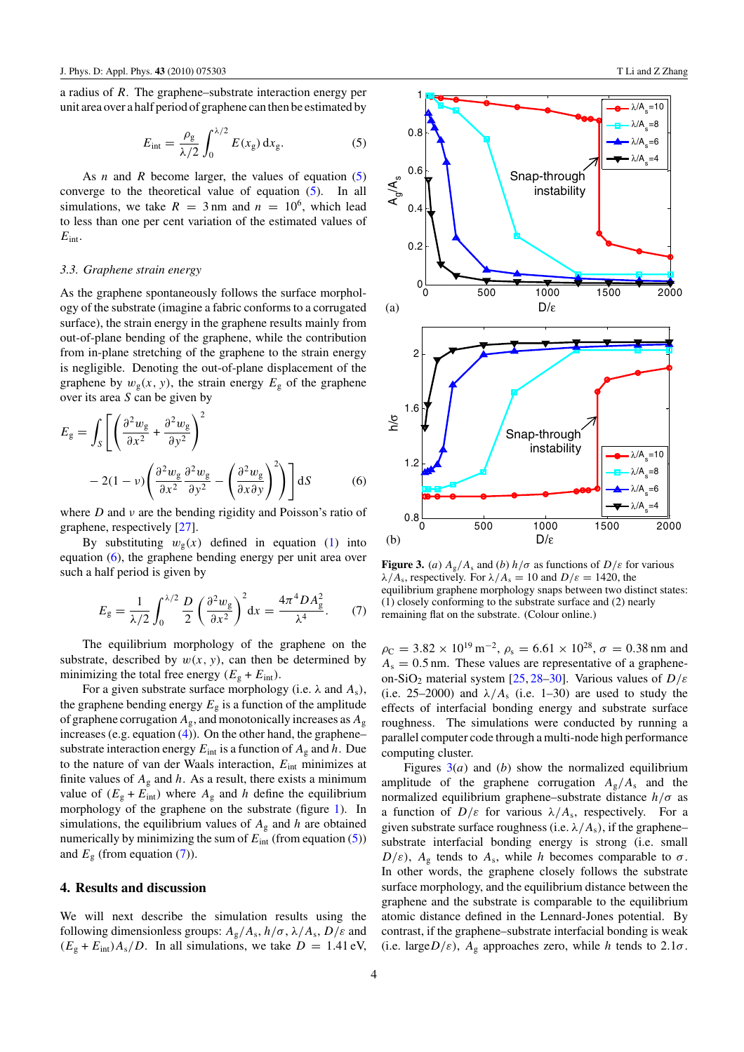a radius of $R$. The graphene–substrate interaction energy per unit area over a half period of graphene can then be estimated by

$$E_{\rm int} = \frac{\rho_{\rm g}}{\lambda/2}\int_0^{\lambda/2} E(x_{\rm g})\,{\rm d}x_{\rm g}. \tag{5}$$

As $n$ and $R$ become larger, the values of equation (5) converge to the theoretical value of equation (5). In all simulations, we take $R = 3$ nm and $n = 10^6$, which lead to less than one per cent variation of the estimated values of $E_{\rm int}$.

### 3.3. Graphene strain energy

As the graphene spontaneously follows the surface morphology of the substrate (imagine a fabric conforms to a corrugated surface), the strain energy in the graphene results mainly from out-of-plane bending of the graphene, while the contribution from in-plane stretching of the graphene to the strain energy is negligible. Denoting the out-of-plane displacement of the graphene by $w_{\rm g}(x, y)$, the strain energy $E_{\rm g}$ of the graphene over its area $S$ can be given by

$$E_{\rm g} = \int_S \left[\left(\frac{\partial^2 w_{\rm g}}{\partial x^2} + \frac{\partial^2 w_{\rm g}}{\partial y^2}\right)^2 - 2(1-\nu)\left(\frac{\partial^2 w_{\rm g}}{\partial x^2}\frac{\partial^2 w_{\rm g}}{\partial y^2} - \left(\frac{\partial^2 w_{\rm g}}{\partial x \partial y}\right)^2\right)\right]{\rm d}S \tag{6}$$

where $D$ and $\nu$ are the bending rigidity and Poisson's ratio of graphene, respectively [27].

By substituting $w_{\rm g}(x)$ defined in equation (1) into equation (6), the graphene bending energy per unit area over such a half period is given by

$$E_{\rm g} = \frac{1}{\lambda/2}\int_0^{\lambda/2} \frac{D}{2}\left(\frac{\partial^2 w_{\rm g}}{\partial x^2}\right)^2 {\rm d}x = \frac{4\pi^4 D A_{\rm g}^2}{\lambda^4}. \tag{7}$$

The equilibrium morphology of the graphene on the substrate, described by $w(x, y)$, can then be determined by minimizing the total free energy ($E_{\rm g} + E_{\rm int}$).

For a given substrate surface morphology (i.e. $\lambda$ and $A_{\rm s}$), the graphene bending energy $E_{\rm g}$ is a function of the amplitude of graphene corrugation $A_{\rm g}$, and monotonically increases as $A_{\rm g}$ increases (e.g. equation (4)). On the other hand, the graphene–substrate interaction energy $E_{\rm int}$ is a function of $A_{\rm g}$ and $h$. Due to the nature of van der Waals interaction, $E_{\rm int}$ minimizes at finite values of $A_{\rm g}$ and $h$. As a result, there exists a minimum value of ($E_{\rm g} + E_{\rm int}$) where $A_{\rm g}$ and $h$ define the equilibrium morphology of the graphene on the substrate (figure 1). In simulations, the equilibrium values of $A_{\rm g}$ and $h$ are obtained numerically by minimizing the sum of $E_{\rm int}$ (from equation (5)) and $E_{\rm g}$ (from equation (7)).

## 4. Results and discussion

We will next describe the simulation results using the following dimensionless groups: $A_{\rm g}/A_{\rm s}$, $h/\sigma$, $\lambda/A_{\rm s}$, $D/\varepsilon$ and $(E_{\rm g} + E_{\rm int})A_{\rm s}/D$. In all simulations, we take $D = 1.41$ eV, $\rho_{\rm C} = 3.82 \times 10^{19}\,{\rm m}^{-2}$, $\rho_{\rm s} = 6.61 \times 10^{28}$, $\sigma = 0.38$ nm and $A_{\rm s} = 0.5$ nm. These values are representative of a graphene-on-$SiO_2$ material system [25, 28–30]. Various values of $D/\varepsilon$ (i.e. 25–2000) and $\lambda/A_{\rm s}$ (i.e. 1–30) are used to study the effects of interfacial bonding energy and substrate surface roughness. The simulations were conducted by running a parallel computer code through a multi-node high performance computing cluster.

**Figure 3.** (*a*) $A_{\rm g}/A_{\rm s}$ and (*b*) $h/\sigma$ as functions of $D/\varepsilon$ for various $\lambda/A_{\rm s}$, respectively. For $\lambda/A_{\rm s} = 10$ and $D/\varepsilon = 1420$, the equilibrium graphene morphology snaps between two distinct states: (1) closely conforming to the substrate surface and (2) nearly remaining flat on the substrate. (Colour online.)

Figures 3(*a*) and (*b*) show the normalized equilibrium amplitude of the graphene corrugation $A_{\rm g}/A_{\rm s}$ and the normalized equilibrium graphene–substrate distance $h/\sigma$ as a function of $D/\varepsilon$ for various $\lambda/A_{\rm s}$, respectively. For a given substrate surface roughness (i.e. $\lambda/A_{\rm s}$), if the graphene–substrate interfacial bonding energy is strong (i.e. small $D/\varepsilon$), $A_{\rm g}$ tends to $A_{\rm s}$, while $h$ becomes comparable to $\sigma$. In other words, the graphene closely follows the substrate surface morphology, and the equilibrium distance between the graphene and the substrate is comparable to the equilibrium atomic distance defined in the Lennard-Jones potential. By contrast, if the graphene–substrate interfacial bonding is weak (i.e. large $D/\varepsilon$), $A_{\rm g}$ approaches zero, while $h$ tends to $2.1\sigma$.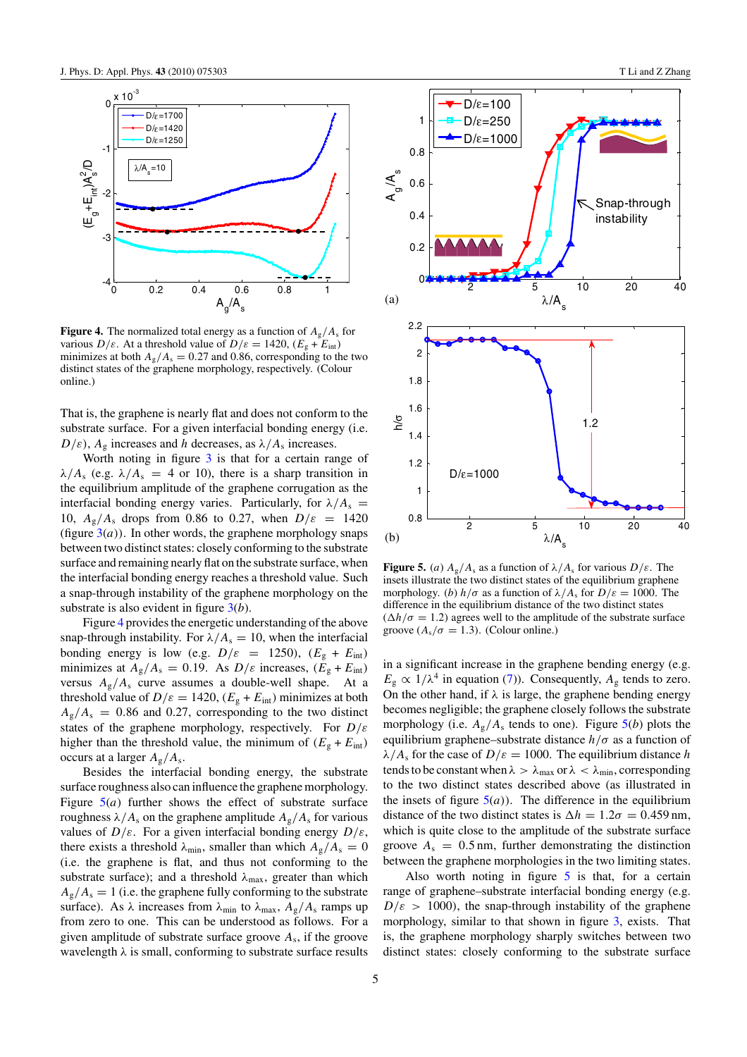**Figure 4.** The normalized total energy as a function of $A_g/A_s$ for various $D/\varepsilon$. At a threshold value of $D/\varepsilon = 1420$, $(E_g + E_{int})$ minimizes at both $A_g/A_s = 0.27$ and 0.86, corresponding to the two distinct states of the graphene morphology, respectively. (Colour online.)

That is, the graphene is nearly flat and does not conform to the substrate surface. For a given interfacial bonding energy (i.e. $D/\varepsilon$), $A_g$ increases and $h$ decreases, as $\lambda/A_s$ increases.

Worth noting in figure 3 is that for a certain range of $\lambda/A_s$ (e.g. $\lambda/A_s = 4$ or 10), there is a sharp transition in the equilibrium amplitude of the graphene corrugation as the interfacial bonding energy varies. Particularly, for $\lambda/A_s = 10$, $A_g/A_s$ drops from 0.86 to 0.27, when $D/\varepsilon = 1420$ (figure 3(*a*)). In other words, the graphene morphology snaps between two distinct states: closely conforming to the substrate surface and remaining nearly flat on the substrate surface, when the interfacial bonding energy reaches a threshold value. Such a snap-through instability of the graphene morphology on the substrate is also evident in figure 3(*b*).

Figure 4 provides the energetic understanding of the above snap-through instability. For $\lambda/A_s = 10$, when the interfacial bonding energy is low (e.g. $D/\varepsilon = 1250$), $(E_g + E_{int})$ minimizes at $A_g/A_s = 0.19$. As $D/\varepsilon$ increases, $(E_g + E_{int})$ versus $A_g/A_s$ curve assumes a double-well shape. At a threshold value of $D/\varepsilon = 1420$, $(E_g + E_{int})$ minimizes at both $A_g/A_s = 0.86$ and 0.27, corresponding to the two distinct states of the graphene morphology, respectively. For $D/\varepsilon$ higher than the threshold value, the minimum of $(E_g + E_{int})$ occurs at a larger $A_g/A_s$.

Besides the interfacial bonding energy, the substrate surface roughness also can influence the graphene morphology. Figure 5(*a*) further shows the effect of substrate surface roughness $\lambda/A_s$ on the graphene amplitude $A_g/A_s$ for various values of $D/\varepsilon$. For a given interfacial bonding energy $D/\varepsilon$, there exists a threshold $\lambda_{min}$, smaller than which $A_g/A_s = 0$ (i.e. the graphene is flat, and thus not conforming to the substrate surface); and a threshold $\lambda_{max}$, greater than which $A_g/A_s = 1$ (i.e. the graphene fully conforming to the substrate surface). As $\lambda$ increases from $\lambda_{min}$ to $\lambda_{max}$, $A_g/A_s$ ramps up from zero to one. This can be understood as follows. For a given amplitude of substrate surface groove $A_s$, if the groove wavelength $\lambda$ is small, conforming to substrate surface results in a significant increase in the graphene bending energy (e.g. $E_g \propto 1/\lambda^4$ in equation (7)). Consequently, $A_g$ tends to zero. On the other hand, if $\lambda$ is large, the graphene bending energy becomes negligible; the graphene closely follows the substrate morphology (i.e. $A_g/A_s$ tends to one). Figure 5(*b*) plots the equilibrium graphene–substrate distance $h/\sigma$ as a function of $\lambda/A_s$ for the case of $D/\varepsilon = 1000$. The equilibrium distance $h$ tends to be constant when $\lambda > \lambda_{max}$ or $\lambda < \lambda_{min}$, corresponding to the two distinct states described above (as illustrated in the insets of figure 5(*a*)). The difference in the equilibrium distance of the two distinct states is $\Delta h = 1.2\sigma = 0.459$ nm, which is quite close to the amplitude of the substrate surface groove $A_s = 0.5$ nm, further demonstrating the distinction between the graphene morphologies in the two limiting states.

**Figure 5.** (*a*) $A_g/A_s$ as a function of $\lambda/A_s$ for various $D/\varepsilon$. The insets illustrate the two distinct states of the equilibrium graphene morphology. (*b*) $h/\sigma$ as a function of $\lambda/A_s$ for $D/\varepsilon = 1000$. The difference in the equilibrium distance of the two distinct states ($\Delta h/\sigma = 1.2$) agrees well to the amplitude of the substrate surface groove ($A_s/\sigma = 1.3$). (Colour online.)

Also worth noting in figure 5 is that, for a certain range of graphene–substrate interfacial bonding energy (e.g. $D/\varepsilon > 1000$), the snap-through instability of the graphene morphology, similar to that shown in figure 3, exists. That is, the graphene morphology sharply switches between two distinct states: closely conforming to the substrate surface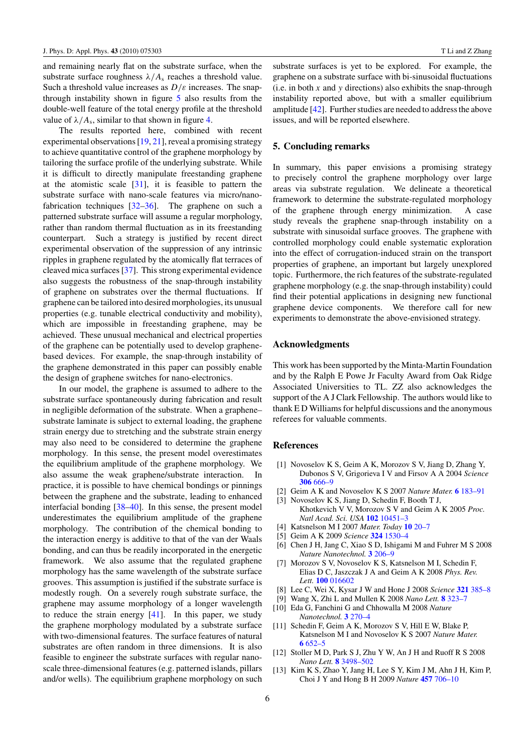and remaining nearly flat on the substrate surface, when the substrate surface roughness $\lambda/A_s$ reaches a threshold value. Such a threshold value increases as $D/\varepsilon$ increases. The snap-through instability shown in figure 5 also results from the double-well feature of the total energy profile at the threshold value of $\lambda/A_s$, similar to that shown in figure 4.

The results reported here, combined with recent experimental observations [19, 21], reveal a promising strategy to achieve quantitative control of the graphene morphology by tailoring the surface profile of the underlying substrate. While it is difficult to directly manipulate freestanding graphene at the atomistic scale [31], it is feasible to pattern the substrate surface with nano-scale features via micro/nano-fabrication techniques [32–36]. The graphene on such a patterned substrate surface will assume a regular morphology, rather than random thermal fluctuation as in its freestanding counterpart. Such a strategy is justified by recent direct experimental observation of the suppression of any intrinsic ripples in graphene regulated by the atomically flat terraces of cleaved mica surfaces [37]. This strong experimental evidence also suggests the robustness of the snap-through instability of graphene on substrates over the thermal fluctuations. If graphene can be tailored into desired morphologies, its unusual properties (e.g. tunable electrical conductivity and mobility), which are impossible in freestanding graphene, may be achieved. These unusual mechanical and electrical properties of the graphene can be potentially used to develop graphene-based devices. For example, the snap-through instability of the graphene demonstrated in this paper can possibly enable the design of graphene switches for nano-electronics.

In our model, the graphene is assumed to adhere to the substrate surface spontaneously during fabrication and result in negligible deformation of the substrate. When a graphene–substrate laminate is subject to external loading, the graphene strain energy due to stretching and the substrate strain energy may also need to be considered to determine the graphene morphology. In this sense, the present model overestimates the equilibrium amplitude of the graphene morphology. We also assume the weak graphene/substrate interaction. In practice, it is possible to have chemical bondings or pinnings between the graphene and the substrate, leading to enhanced interfacial bonding [38–40]. In this sense, the present model underestimates the equilibrium amplitude of the graphene morphology. The contribution of the chemical bonding to the interaction energy is additive to that of the van der Waals bonding, and can thus be readily incorporated in the energetic framework. We also assume that the regulated graphene morphology has the same wavelength of the substrate surface grooves. This assumption is justified if the substrate surface is modestly rough. On a severely rough substrate surface, the graphene may assume morphology of a longer wavelength to reduce the strain energy [41]. In this paper, we study the graphene morphology modulated by a substrate surface with two-dimensional features. The surface features of natural substrates are often random in three dimensions. It is also feasible to engineer the substrate surfaces with regular nano-scale three-dimensional features (e.g. patterned islands, pillars and/or wells). The equilibrium graphene morphology on such substrate surfaces is yet to be explored. For example, the graphene on a substrate surface with bi-sinusoidal fluctuations (i.e. in both $x$ and $y$ directions) also exhibits the snap-through instability reported above, but with a smaller equilibrium amplitude [42]. Further studies are needed to address the above issues, and will be reported elsewhere.

## 5. Concluding remarks

In summary, this paper envisions a promising strategy to precisely control the graphene morphology over large areas via substrate regulation. We delineate a theoretical framework to determine the substrate-regulated morphology of the graphene through energy minimization. A case study reveals the graphene snap-through instability on a substrate with sinusoidal surface grooves. The graphene with controlled morphology could enable systematic exploration into the effect of corrugation-induced strain on the transport properties of graphene, an important but largely unexplored topic. Furthermore, the rich features of the substrate-regulated graphene morphology (e.g. the snap-through instability) could find their potential applications in designing new functional graphene device components. We therefore call for new experiments to demonstrate the above-envisioned strategy.

## Acknowledgments

This work has been supported by the Minta-Martin Foundation and by the Ralph E Powe Jr Faculty Award from Oak Ridge Associated Universities to TL. ZZ also acknowledges the support of the A J Clark Fellowship. The authors would like to thank E D Williams for helpful discussions and the anonymous referees for valuable comments.

## References

[1] Novoselov K S, Geim A K, Morozov S V, Jiang D, Zhang Y, Dubonos S V, Grigorieva I V and Firsov A A 2004 *Science* **306** 666–9

[2] Geim A K and Novoselov K S 2007 *Nature Mater.* **6** 183–91

[3] Novoselov K S, Jiang D, Schedin F, Booth T J, Khotkevich V V, Morozov S V and Geim A K 2005 *Proc. Natl Acad. Sci. USA* **102** 10451–3

[4] Katsnelson M I 2007 *Mater. Today* **10** 20–7

[5] Geim A K 2009 *Science* **324** 1530–4

[6] Chen J H, Jang C, Xiao S D, Ishigami M and Fuhrer M S 2008 *Nature Nanotechnol.* **3** 206–9

[7] Morozov S V, Novoselov K S, Katsnelson M I, Schedin F, Elias D C, Jaszczak J A and Geim A K 2008 *Phys. Rev. Lett.* **100** 016602

[8] Lee C, Wei X, Kysar J W and Hone J 2008 *Science* **321** 385–8

[9] Wang X, Zhi L and Mullen K 2008 *Nano Lett.* **8** 323–7

[10] Eda G, Fanchini G and Chhowalla M 2008 *Nature Nanotechnol.* **3** 270–4

[11] Schedin F, Geim A K, Morozov S V, Hill E W, Blake P, Katsnelson M I and Novoselov K S 2007 *Nature Mater.* **6** 652–5

[12] Stoller M D, Park S J, Zhu Y W, An J H and Ruoff R S 2008 *Nano Lett.* **8** 3498–502

[13] Kim K S, Zhao Y, Jang H, Lee S Y, Kim J M, Ahn J H, Kim P, Choi J Y and Hong B H 2009 *Nature* **457** 706–10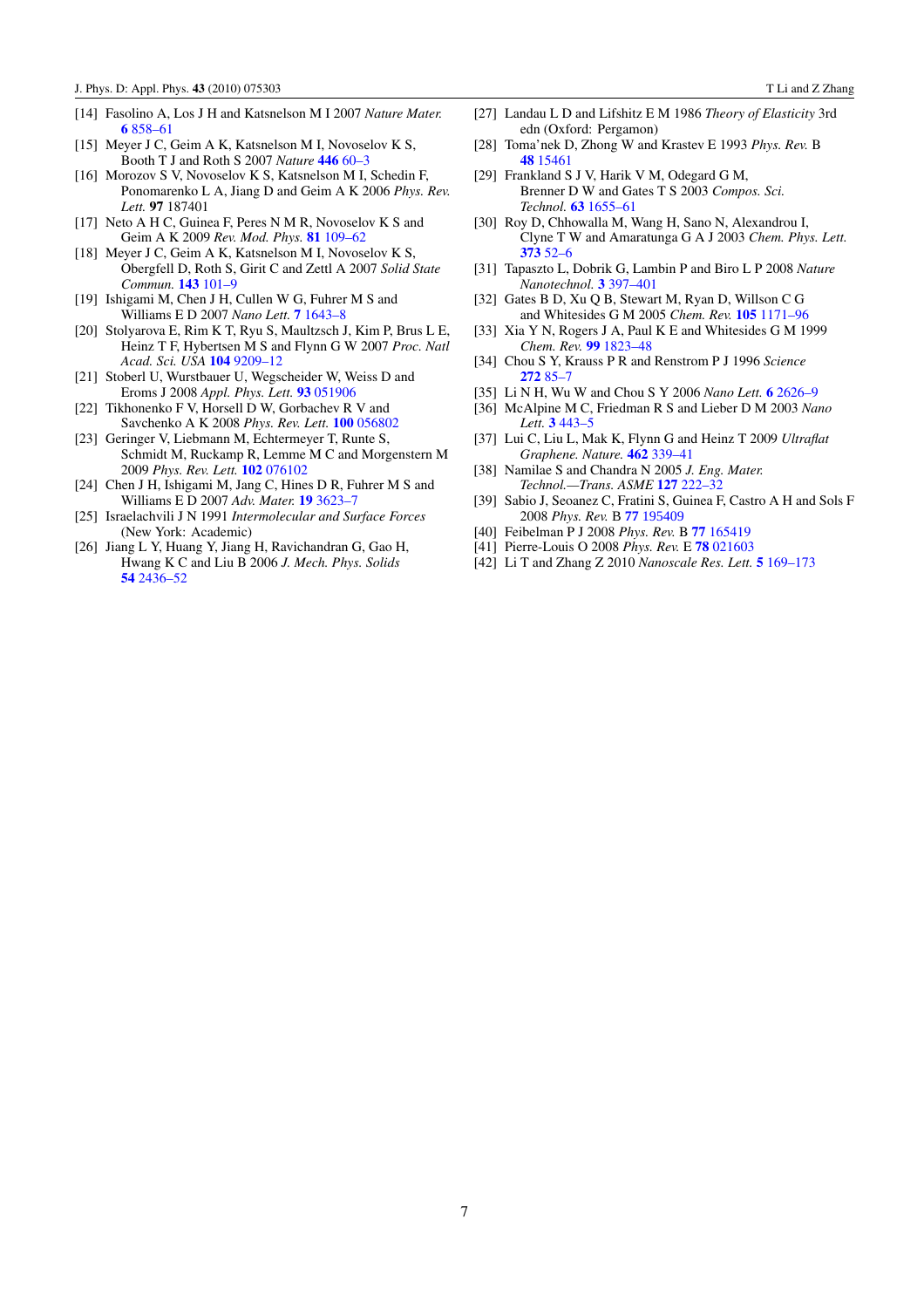[14] Fasolino A, Los J H and Katsnelson M I 2007 *Nature Mater.* **6** 858–61

[15] Meyer J C, Geim A K, Katsnelson M I, Novoselov K S, Booth T J and Roth S 2007 *Nature* **446** 60–3

[16] Morozov S V, Novoselov K S, Katsnelson M I, Schedin F, Ponomarenko L A, Jiang D and Geim A K 2006 *Phys. Rev. Lett.* **97** 187401

[17] Neto A H C, Guinea F, Peres N M R, Novoselov K S and Geim A K 2009 *Rev. Mod. Phys.* **81** 109–62

[18] Meyer J C, Geim A K, Katsnelson M I, Novoselov K S, Obergfell D, Roth S, Girit C and Zettl A 2007 *Solid State Commun.* **143** 101–9

[19] Ishigami M, Chen J H, Cullen W G, Fuhrer M S and Williams E D 2007 *Nano Lett.* **7** 1643–8

[20] Stolyarova E, Rim K T, Ryu S, Maultzsch J, Kim P, Brus L E, Heinz T F, Hybertsen M S and Flynn G W 2007 *Proc. Natl Acad. Sci. USA* **104** 9209–12

[21] Stoberl U, Wurstbauer U, Wegscheider W, Weiss D and Eroms J 2008 *Appl. Phys. Lett.* **93** 051906

[22] Tikhonenko F V, Horsell D W, Gorbachev R V and Savchenko A K 2008 *Phys. Rev. Lett.* **100** 056802

[23] Geringer V, Liebmann M, Echtermeyer T, Runte S, Schmidt M, Ruckamp R, Lemme M C and Morgenstern M 2009 *Phys. Rev. Lett.* **102** 076102

[24] Chen J H, Ishigami M, Jang C, Hines D R, Fuhrer M S and Williams E D 2007 *Adv. Mater.* **19** 3623–7

[25] Israelachvili J N 1991 *Intermolecular and Surface Forces* (New York: Academic)

[26] Jiang L Y, Huang Y, Jiang H, Ravichandran G, Gao H, Hwang K C and Liu B 2006 *J. Mech. Phys. Solids* **54** 2436–52

[27] Landau L D and Lifshitz E M 1986 *Theory of Elasticity* 3rd edn (Oxford: Pergamon)

[28] Toma'nek D, Zhong W and Krastev E 1993 *Phys. Rev.* B **48** 15461

[29] Frankland S J V, Harik V M, Odegard G M, Brenner D W and Gates T S 2003 *Compos. Sci. Technol.* **63** 1655–61

[30] Roy D, Chhowalla M, Wang H, Sano N, Alexandrou I, Clyne T W and Amaratunga G A J 2003 *Chem. Phys. Lett.* **373** 52–6

[31] Tapaszto L, Dobrik G, Lambin P and Biro L P 2008 *Nature Nanotechnol.* **3** 397–401

[32] Gates B D, Xu Q B, Stewart M, Ryan D, Willson C G and Whitesides G M 2005 *Chem. Rev.* **105** 1171–96

[33] Xia Y N, Rogers J A, Paul K E and Whitesides G M 1999 *Chem. Rev.* **99** 1823–48

[34] Chou S Y, Krauss P R and Renstrom P J 1996 *Science* **272** 85–7

[35] Li N H, Wu W and Chou S Y 2006 *Nano Lett.* **6** 2626–9

[36] McAlpine M C, Friedman R S and Lieber D M 2003 *Nano Lett.* **3** 443–5

[37] Lui C, Liu L, Mak K, Flynn G and Heinz T 2009 *Ultraflat Graphene. Nature.* **462** 339–41

[38] Namilae S and Chandra N 2005 *J. Eng. Mater. Technol.—Trans. ASME* **127** 222–32

[39] Sabio J, Seoanez C, Fratini S, Guinea F, Castro A H and Sols F 2008 *Phys. Rev.* B **77** 195409

[40] Feibelman P J 2008 *Phys. Rev.* B **77** 165419

[41] Pierre-Louis O 2008 *Phys. Rev.* E **78** 021603

[42] Li T and Zhang Z 2010 *Nanoscale Res. Lett.* **5** 169–173